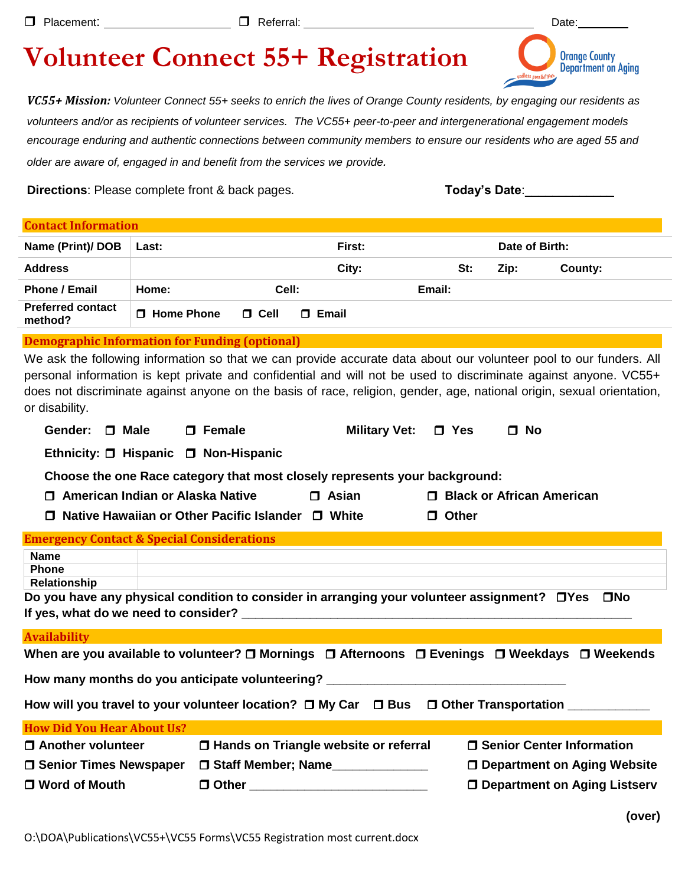❒ Placement: ____________________ ❒ Referral: ________________________________________ Date:________

# Volunteer Connect 55+ Registration

Orange County Department on Aging

***VC55+ Mission:*** *Volunteer Connect 55+ seeks to enrich the lives of Orange County residents, by engaging our residents as volunteers and/or as recipients of volunteer services. The VC55+ peer-to-peer and intergenerational engagement models encourage enduring and authentic connections between community members to ensure our residents who are aged 55 and older are aware of, engaged in and benefit from the services we provide.*

**Directions**: Please complete front & back pages. **Today's Date**:____________

## Contact Information

| | | | | | |
|---|---|---|---|---|---|
| **Name (Print)/ DOB** | **Last:** | **First:** | | **Date of Birth:** | |
| **Address** | | **City:** | **St:** | **Zip:** | **County:** |
| **Phone / Email** | **Home:** | **Cell:** | **Email:** | | |
| **Preferred contact method?** | ❒ **Home Phone** | ❒ **Cell** | ❒ **Email** | | |

## Demographic Information for Funding (optional)

We ask the following information so that we can provide accurate data about our volunteer pool to our funders. All personal information is kept private and confidential and will not be used to discriminate against anyone. VC55+ does not discriminate against anyone on the basis of race, religion, gender, age, national origin, sexual orientation, or disability.

**Gender:** ❒ **Male** ❒ **Female** **Military Vet:** ❒ **Yes** ❒ **No**

**Ethnicity:** ❒ **Hispanic** ❒ **Non-Hispanic**

**Choose the one Race category that most closely represents your background:**

❒ **American Indian or Alaska Native** ❒ **Asian** ❒ **Black or African American**

❒ **Native Hawaiian or Other Pacific Islander** ❒ **White** ❒ **Other**

## Emergency Contact & Special Considerations

| | |
|---|---|
| **Name** | |
| **Phone** | |
| **Relationship** | |

**Do you have any physical condition to consider in arranging your volunteer assignment?** ❒**Yes** ❒**No**

**If yes, what do we need to consider?** ____________________________________________________________

## Availability

**When are you available to volunteer?** ❒ **Mornings** ❒ **Afternoons** ❒ **Evenings** ❒ **Weekdays** ❒ **Weekends**

**How many months do you anticipate volunteering?** ____________________________________

**How will you travel to your volunteer location?** ❒ **My Car** ❒ **Bus** ❒ **Other Transportation** ____________

## How Did You Hear About Us?

❒ **Another volunteer** ❒ **Hands on Triangle website or referral** ❒ **Senior Center Information**

❒ **Senior Times Newspaper** ❒ **Staff Member; Name**______________ ❒ **Department on Aging Website**

❒ **Word of Mouth** ❒ **Other** ___________________________ ❒ **Department on Aging Listserv**

**(over)**

O:\DOA\Publications\VC55+\VC55 Forms\VC55 Registration most current.docx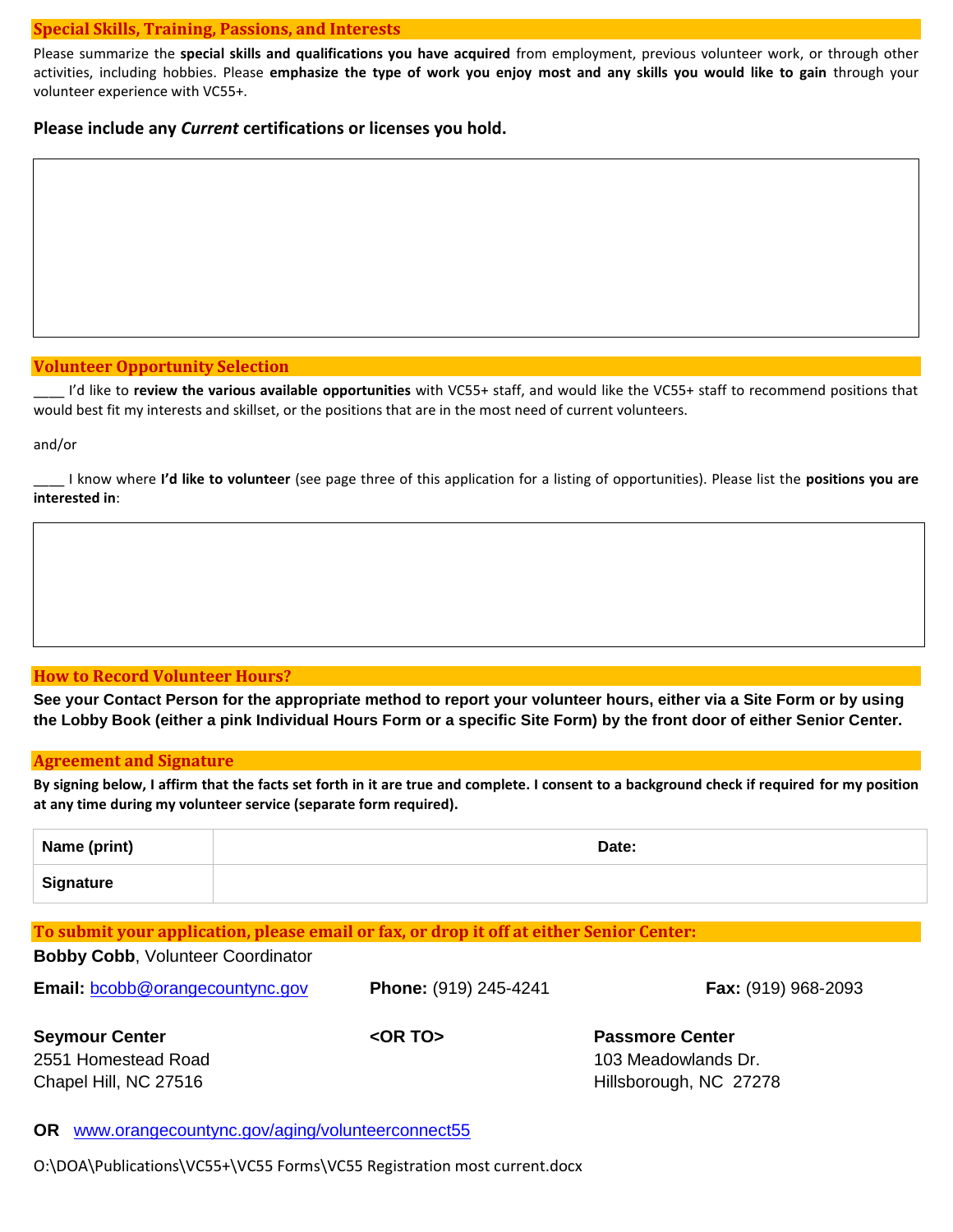## Special Skills, Training, Passions, and Interests

Please summarize the **special skills and qualifications you have acquired** from employment, previous volunteer work, or through other activities, including hobbies. Please **emphasize the type of work you enjoy most and any skills you would like to gain** through your volunteer experience with VC55+.

**Please include any *Current* certifications or licenses you hold.**

## Volunteer Opportunity Selection

____ I'd like to **review the various available opportunities** with VC55+ staff, and would like the VC55+ staff to recommend positions that would best fit my interests and skillset, or the positions that are in the most need of current volunteers.

and/or

____ I know where **I'd like to volunteer** (see page three of this application for a listing of opportunities). Please list the **positions you are interested in**:

## How to Record Volunteer Hours?

**See your Contact Person for the appropriate method to report your volunteer hours, either via a Site Form or by using the Lobby Book (either a pink Individual Hours Form or a specific Site Form) by the front door of either Senior Center.**

## Agreement and Signature

**By signing below, I affirm that the facts set forth in it are true and complete. I consent to a background check if required for my position at any time during my volunteer service (separate form required).**

| Name (print) | Date: |
|---|---|
| Signature | |

## To submit your application, please email or fax, or drop it off at either Senior Center:

**Bobby Cobb**, Volunteer Coordinator

**Email:** bcobb@orangecountync.gov **Phone:** (919) 245-4241 **Fax:** (919) 968-2093

**Seymour Center**
2551 Homestead Road
Chapel Hill, NC 27516

**<OR TO>**

**Passmore Center**
103 Meadowlands Dr.
Hillsborough, NC 27278

**OR** www.orangecountync.gov/aging/volunteerconnect55

O:\DOA\Publications\VC55+\VC55 Forms\VC55 Registration most current.docx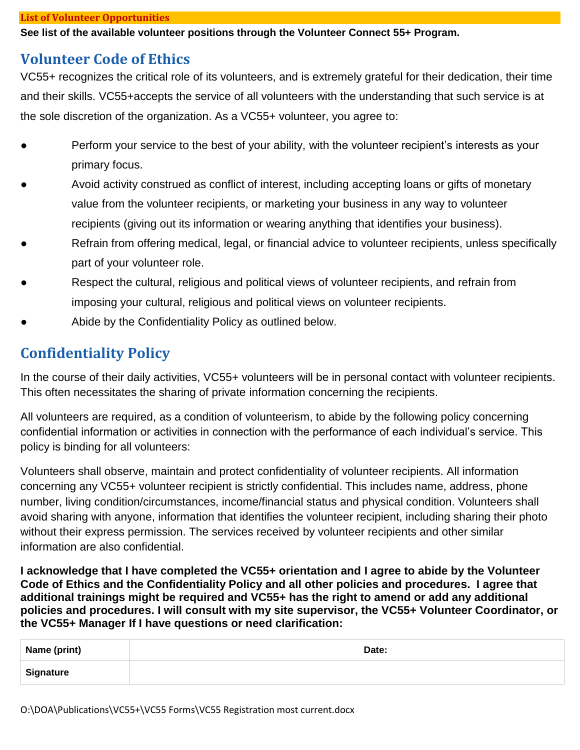**List of Volunteer Opportunities**

**See list of the available volunteer positions through the Volunteer Connect 55+ Program.**

## Volunteer Code of Ethics

VC55+ recognizes the critical role of its volunteers, and is extremely grateful for their dedication, their time and their skills. VC55+accepts the service of all volunteers with the understanding that such service is at the sole discretion of the organization. As a VC55+ volunteer, you agree to:

- Perform your service to the best of your ability, with the volunteer recipient's interests as your primary focus.
- Avoid activity construed as conflict of interest, including accepting loans or gifts of monetary value from the volunteer recipients, or marketing your business in any way to volunteer recipients (giving out its information or wearing anything that identifies your business).
- Refrain from offering medical, legal, or financial advice to volunteer recipients, unless specifically part of your volunteer role.
- Respect the cultural, religious and political views of volunteer recipients, and refrain from imposing your cultural, religious and political views on volunteer recipients.
- Abide by the Confidentiality Policy as outlined below.

## Confidentiality Policy

In the course of their daily activities, VC55+ volunteers will be in personal contact with volunteer recipients. This often necessitates the sharing of private information concerning the recipients.

All volunteers are required, as a condition of volunteerism, to abide by the following policy concerning confidential information or activities in connection with the performance of each individual's service. This policy is binding for all volunteers:

Volunteers shall observe, maintain and protect confidentiality of volunteer recipients. All information concerning any VC55+ volunteer recipient is strictly confidential. This includes name, address, phone number, living condition/circumstances, income/financial status and physical condition. Volunteers shall avoid sharing with anyone, information that identifies the volunteer recipient, including sharing their photo without their express permission. The services received by volunteer recipients and other similar information are also confidential.

**I acknowledge that I have completed the VC55+ orientation and I agree to abide by the Volunteer Code of Ethics and the Confidentiality Policy and all other policies and procedures. I agree that additional trainings might be required and VC55+ has the right to amend or add any additional policies and procedures. I will consult with my site supervisor, the VC55+ Volunteer Coordinator, or the VC55+ Manager If I have questions or need clarification:**

| | |
|---|---|
| **Name (print)** | **Date:** |
| **Signature** | |

O:\DOA\Publications\VC55+\VC55 Forms\VC55 Registration most current.docx